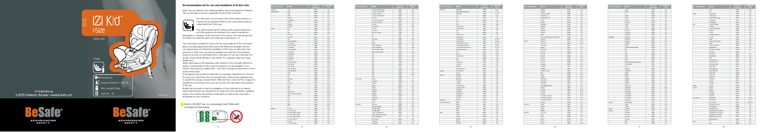# iZi Kid i-Size

CAR LIST

i-Size

Rear facing

Stature height 61 - 105 cm

Max. weight 18 kg

Age 6m - 4y

HTS BeSafe as
N-3535 Krøderen, Norway • www.besafe.com

BeSafe SCANDINAVIAN SAFETY

## Recommendation list for cars and installation of iZi Kid i-Size

Note: The car manual is the leading guideline and must always be followed. This car list does not limit or guarantee the fit of this child seat.

The child seat is an universal i-Size child restraint system. It is approved to regulation R129 to use in all vehicle positions marked with the i-Size logo.

This child seat will also fit vehicles with positions approved as ISOfix positions (as detailed in the vehicle handbook), depending on category of the child and of the fixture. The mass group and the ISOfix size class for which this child seat is intended is : D.

This child seat is suitable for fixing into the seat positions of the cars listed below, providing approved ISOfix points are fitted and available and the car manual does not forbid the installation of this type of child seat. Seat positions in other cars may also be suitable to accept this child restraint, however we have not yet tested that combination of car and child seat. If in doubt, consult either BeSafe or the retailer. For updated carlist see: www.besafe.com

ISOfix anchorages in the passenger seat (position 1) are normally offered as option, so depending on the model this position can be available or not.

Vehicle seat positions marked with * can have a storage compartment in front of the vehicle seat. If the support leg would be positioned on a storage compartment in front of the seat, you must follow the car manufacturer's instruction regarding how to handle the storage compartment. When the floor under the floor support is insufficient to hold the forces you can not use this child seat in this position of the car.

BeSafe recommends to test the installation of this child seat in all vehicle seat positions which are intended to be used and check installation, available space in the vehicle and position of the child, to verify if this child seat is acceptable for your situation.

**Notice: DO NOT use on a passenger seat fitted with activated frontal airbag.**